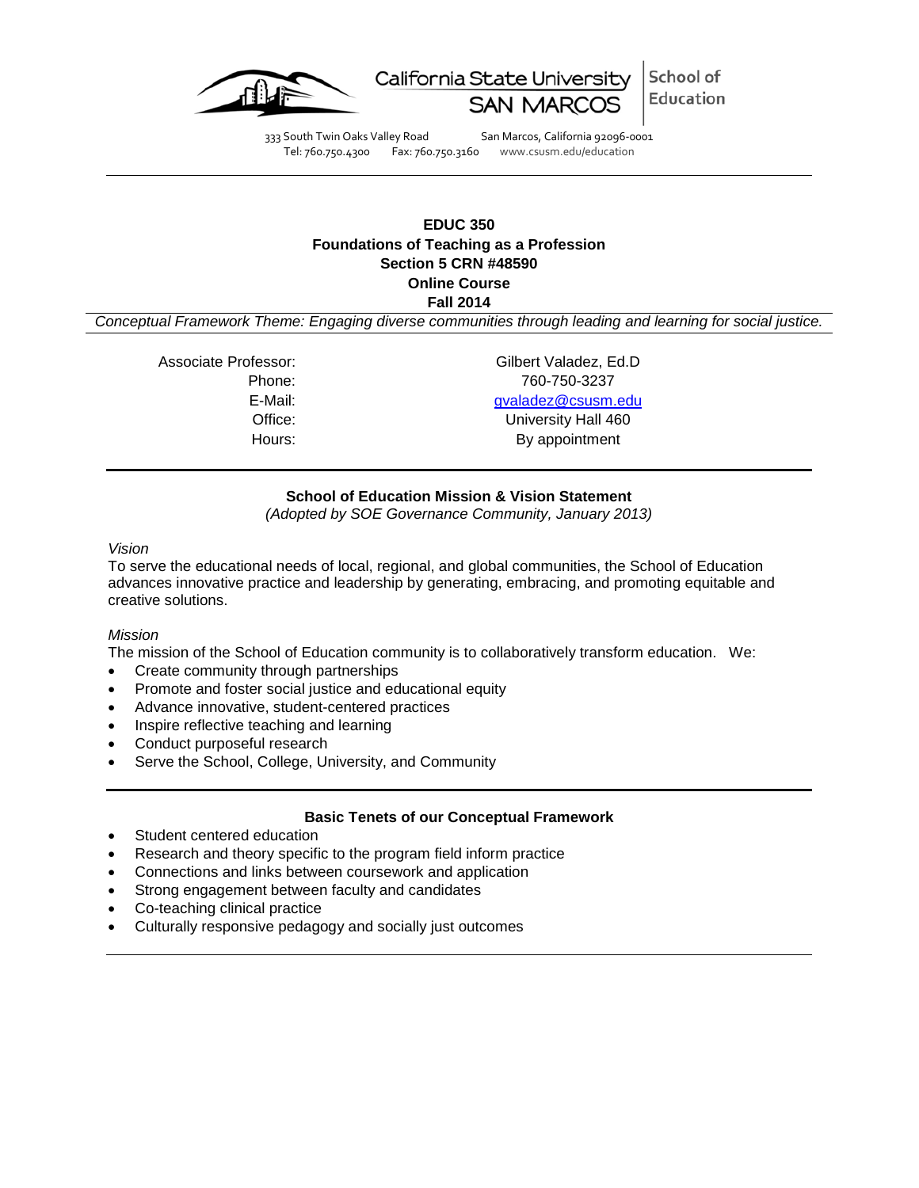California State University SAN MARCOS | School of Education

333 South Twin Oaks Valley Road San Marcos, California 92096-0001
Tel: 760.750.4300 Fax: 760.750.3160 www.csusm.edu/education

---

**EDUC 350**
**Foundations of Teaching as a Profession**
**Section 5 CRN #48590**
**Online Course**
**Fall 2014**

*Conceptual Framework Theme: Engaging diverse communities through leading and learning for social justice.*

| | |
|---|---|
| Associate Professor: | Gilbert Valadez, Ed.D |
| Phone: | 760-750-3237 |
| E-Mail: | gvaladez@csusm.edu |
| Office: | University Hall 460 |
| Hours: | By appointment |

---

**School of Education Mission & Vision Statement**

*(Adopted by SOE Governance Community, January 2013)*

*Vision*

To serve the educational needs of local, regional, and global communities, the School of Education advances innovative practice and leadership by generating, embracing, and promoting equitable and creative solutions.

*Mission*

The mission of the School of Education community is to collaboratively transform education. We:

- Create community through partnerships
- Promote and foster social justice and educational equity
- Advance innovative, student-centered practices
- Inspire reflective teaching and learning
- Conduct purposeful research
- Serve the School, College, University, and Community

---

**Basic Tenets of our Conceptual Framework**

- Student centered education
- Research and theory specific to the program field inform practice
- Connections and links between coursework and application
- Strong engagement between faculty and candidates
- Co-teaching clinical practice
- Culturally responsive pedagogy and socially just outcomes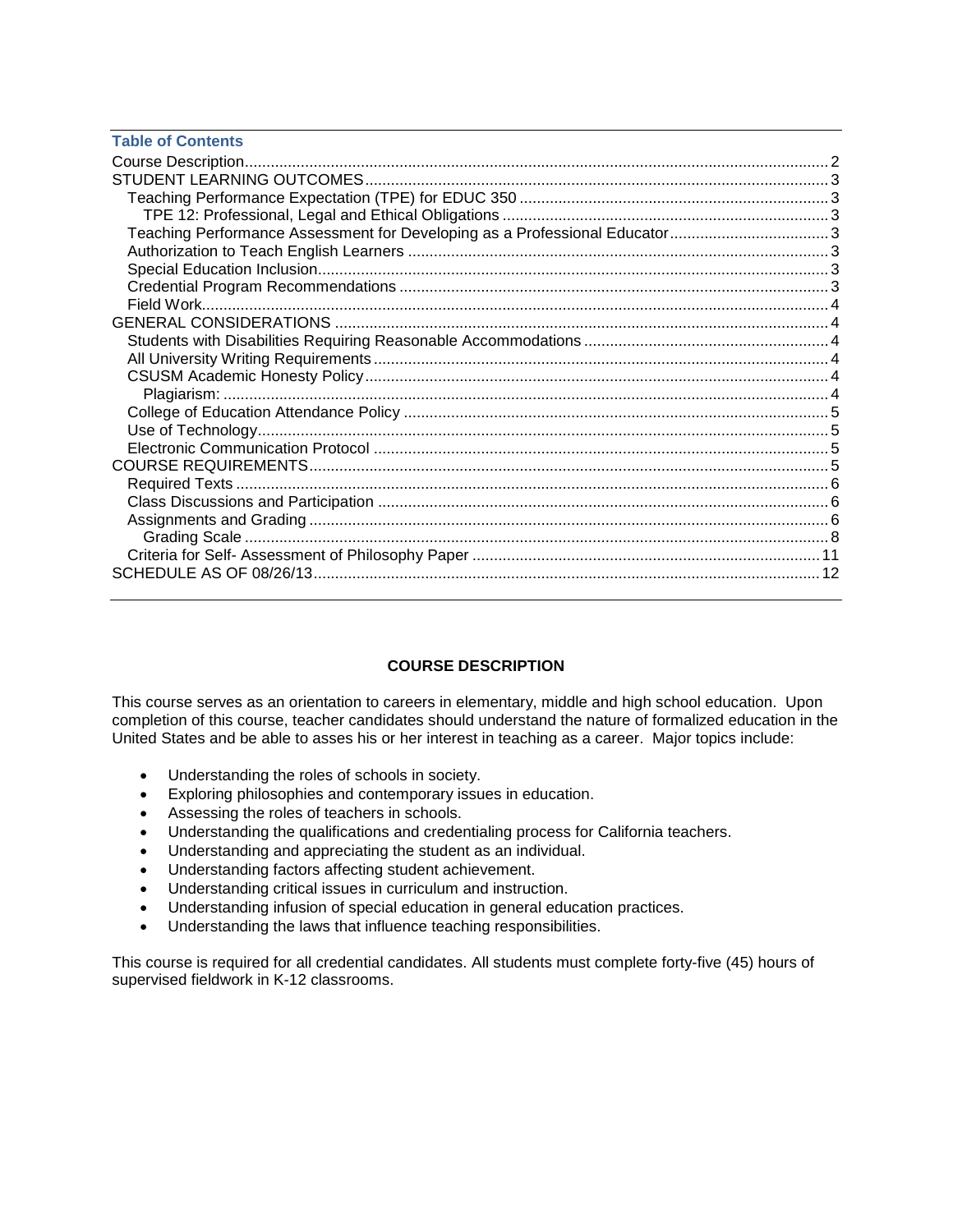**Table of Contents**

- Course Description ..... 2
- STUDENT LEARNING OUTCOMES ..... 3
  - Teaching Performance Expectation (TPE) for EDUC 350 ..... 3
    - TPE 12: Professional, Legal and Ethical Obligations ..... 3
  - Teaching Performance Assessment for Developing as a Professional Educator ..... 3
  - Authorization to Teach English Learners ..... 3
  - Special Education Inclusion ..... 3
  - Credential Program Recommendations ..... 3
  - Field Work ..... 4
- GENERAL CONSIDERATIONS ..... 4
  - Students with Disabilities Requiring Reasonable Accommodations ..... 4
  - All University Writing Requirements ..... 4
  - CSUSM Academic Honesty Policy ..... 4
    - Plagiarism: ..... 4
  - College of Education Attendance Policy ..... 5
  - Use of Technology ..... 5
  - Electronic Communication Protocol ..... 5
- COURSE REQUIREMENTS ..... 5
  - Required Texts ..... 6
  - Class Discussions and Participation ..... 6
  - Assignments and Grading ..... 6
    - Grading Scale ..... 8
  - Criteria for Self- Assessment of Philosophy Paper ..... 11
- SCHEDULE AS OF 08/26/13 ..... 12

## COURSE DESCRIPTION

This course serves as an orientation to careers in elementary, middle and high school education. Upon completion of this course, teacher candidates should understand the nature of formalized education in the United States and be able to asses his or her interest in teaching as a career. Major topics include:

- Understanding the roles of schools in society.
- Exploring philosophies and contemporary issues in education.
- Assessing the roles of teachers in schools.
- Understanding the qualifications and credentialing process for California teachers.
- Understanding and appreciating the student as an individual.
- Understanding factors affecting student achievement.
- Understanding critical issues in curriculum and instruction.
- Understanding infusion of special education in general education practices.
- Understanding the laws that influence teaching responsibilities.

This course is required for all credential candidates. All students must complete forty-five (45) hours of supervised fieldwork in K-12 classrooms.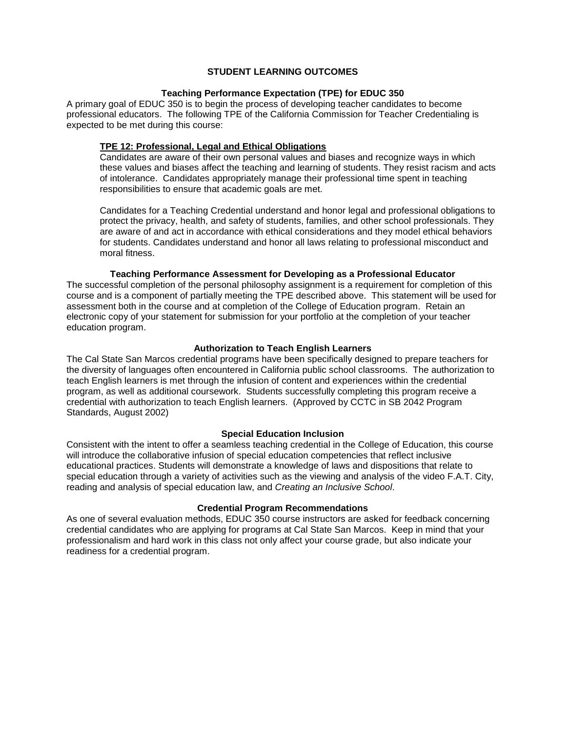## STUDENT LEARNING OUTCOMES

### Teaching Performance Expectation (TPE) for EDUC 350

A primary goal of EDUC 350 is to begin the process of developing teacher candidates to become professional educators. The following TPE of the California Commission for Teacher Credentialing is expected to be met during this course:

> **TPE 12: Professional, Legal and Ethical Obligations**
>
> Candidates are aware of their own personal values and biases and recognize ways in which these values and biases affect the teaching and learning of students. They resist racism and acts of intolerance. Candidates appropriately manage their professional time spent in teaching responsibilities to ensure that academic goals are met.
>
> Candidates for a Teaching Credential understand and honor legal and professional obligations to protect the privacy, health, and safety of students, families, and other school professionals. They are aware of and act in accordance with ethical considerations and they model ethical behaviors for students. Candidates understand and honor all laws relating to professional misconduct and moral fitness.

### Teaching Performance Assessment for Developing as a Professional Educator

The successful completion of the personal philosophy assignment is a requirement for completion of this course and is a component of partially meeting the TPE described above. This statement will be used for assessment both in the course and at completion of the College of Education program. Retain an electronic copy of your statement for submission for your portfolio at the completion of your teacher education program.

### Authorization to Teach English Learners

The Cal State San Marcos credential programs have been specifically designed to prepare teachers for the diversity of languages often encountered in California public school classrooms. The authorization to teach English learners is met through the infusion of content and experiences within the credential program, as well as additional coursework. Students successfully completing this program receive a credential with authorization to teach English learners. (Approved by CCTC in SB 2042 Program Standards, August 2002)

### Special Education Inclusion

Consistent with the intent to offer a seamless teaching credential in the College of Education, this course will introduce the collaborative infusion of special education competencies that reflect inclusive educational practices. Students will demonstrate a knowledge of laws and dispositions that relate to special education through a variety of activities such as the viewing and analysis of the video F.A.T. City, reading and analysis of special education law, and *Creating an Inclusive School*.

### Credential Program Recommendations

As one of several evaluation methods, EDUC 350 course instructors are asked for feedback concerning credential candidates who are applying for programs at Cal State San Marcos. Keep in mind that your professionalism and hard work in this class not only affect your course grade, but also indicate your readiness for a credential program.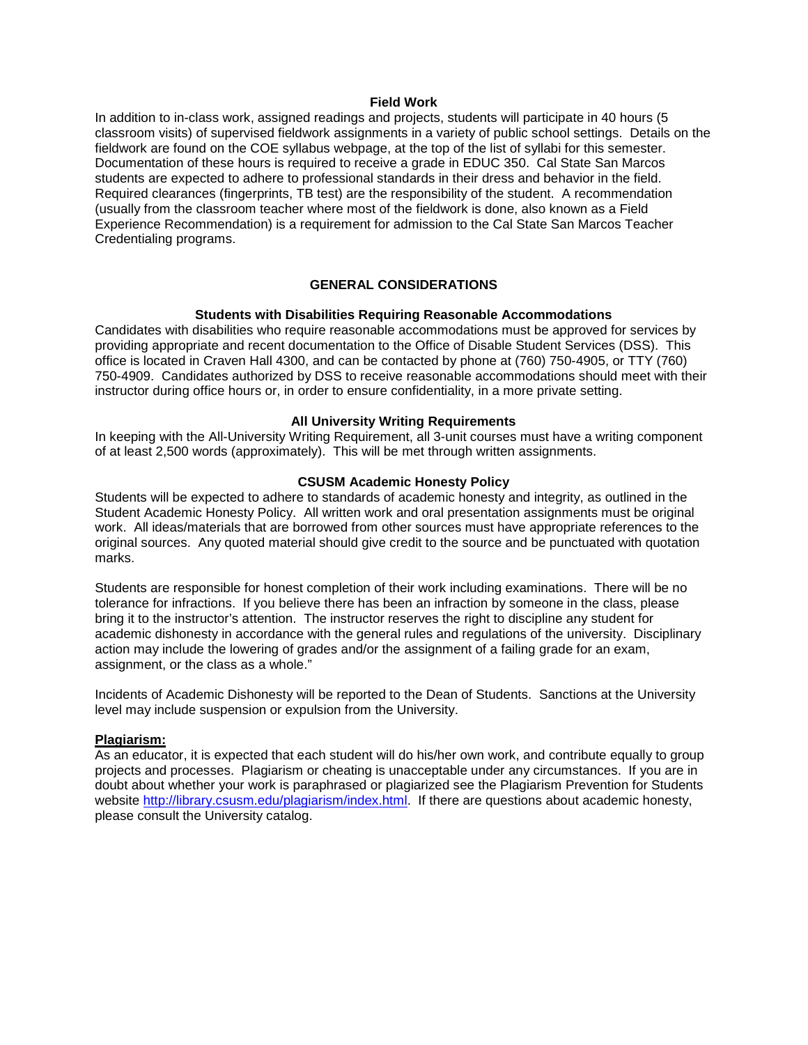### Field Work

In addition to in-class work, assigned readings and projects, students will participate in 40 hours (5 classroom visits) of supervised fieldwork assignments in a variety of public school settings. Details on the fieldwork are found on the COE syllabus webpage, at the top of the list of syllabi for this semester. Documentation of these hours is required to receive a grade in EDUC 350. Cal State San Marcos students are expected to adhere to professional standards in their dress and behavior in the field. Required clearances (fingerprints, TB test) are the responsibility of the student. A recommendation (usually from the classroom teacher where most of the fieldwork is done, also known as a Field Experience Recommendation) is a requirement for admission to the Cal State San Marcos Teacher Credentialing programs.

## GENERAL CONSIDERATIONS

### Students with Disabilities Requiring Reasonable Accommodations

Candidates with disabilities who require reasonable accommodations must be approved for services by providing appropriate and recent documentation to the Office of Disable Student Services (DSS). This office is located in Craven Hall 4300, and can be contacted by phone at (760) 750-4905, or TTY (760) 750-4909. Candidates authorized by DSS to receive reasonable accommodations should meet with their instructor during office hours or, in order to ensure confidentiality, in a more private setting.

### All University Writing Requirements

In keeping with the All-University Writing Requirement, all 3-unit courses must have a writing component of at least 2,500 words (approximately). This will be met through written assignments.

### CSUSM Academic Honesty Policy

Students will be expected to adhere to standards of academic honesty and integrity, as outlined in the Student Academic Honesty Policy. All written work and oral presentation assignments must be original work. All ideas/materials that are borrowed from other sources must have appropriate references to the original sources. Any quoted material should give credit to the source and be punctuated with quotation marks.

Students are responsible for honest completion of their work including examinations. There will be no tolerance for infractions. If you believe there has been an infraction by someone in the class, please bring it to the instructor's attention. The instructor reserves the right to discipline any student for academic dishonesty in accordance with the general rules and regulations of the university. Disciplinary action may include the lowering of grades and/or the assignment of a failing grade for an exam, assignment, or the class as a whole."

Incidents of Academic Dishonesty will be reported to the Dean of Students. Sanctions at the University level may include suspension or expulsion from the University.

**Plagiarism:**

As an educator, it is expected that each student will do his/her own work, and contribute equally to group projects and processes. Plagiarism or cheating is unacceptable under any circumstances. If you are in doubt about whether your work is paraphrased or plagiarized see the Plagiarism Prevention for Students website [http://library.csusm.edu/plagiarism/index.html](http://library.csusm.edu/plagiarism/index.html). If there are questions about academic honesty, please consult the University catalog.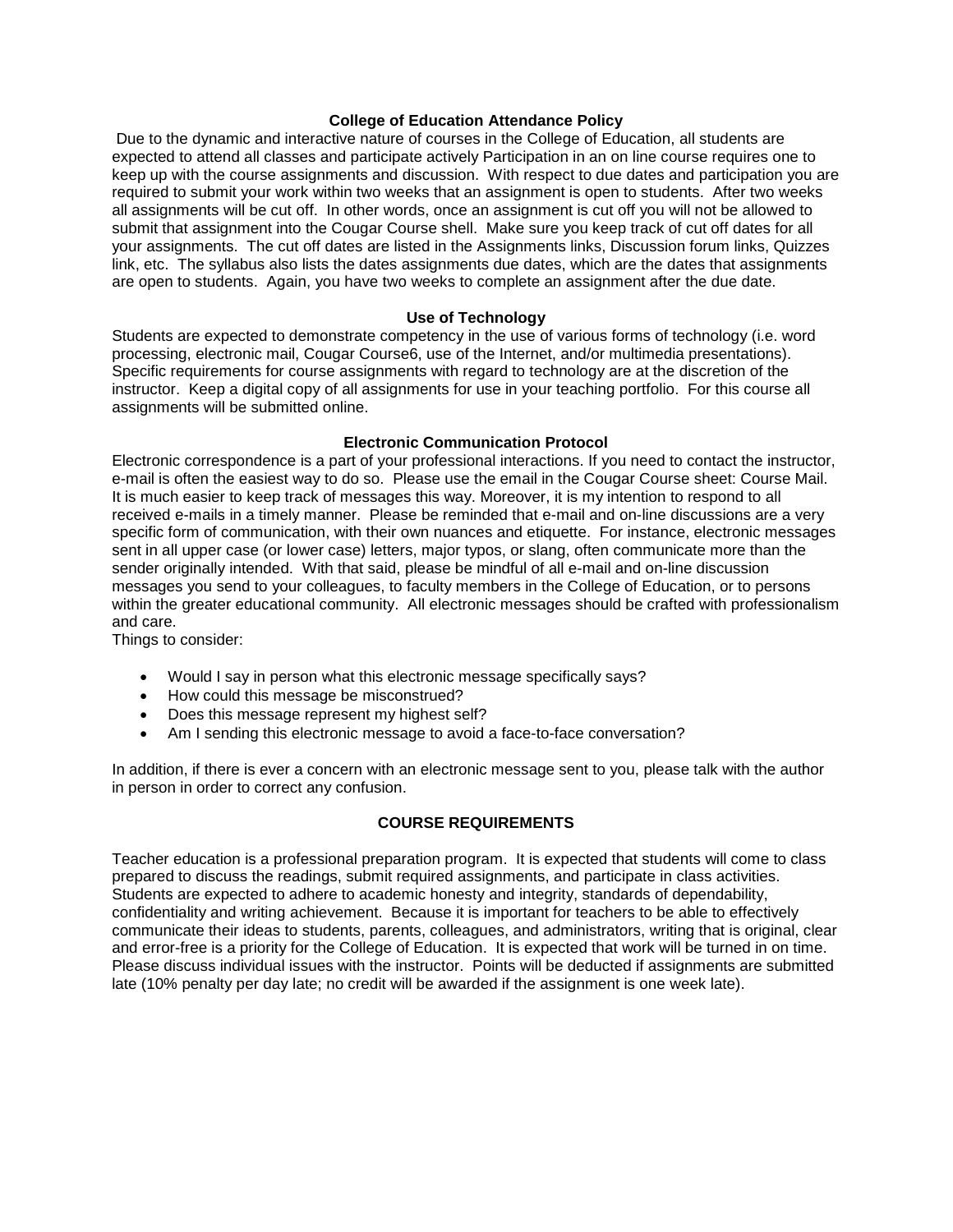### College of Education Attendance Policy

Due to the dynamic and interactive nature of courses in the College of Education, all students are expected to attend all classes and participate actively Participation in an on line course requires one to keep up with the course assignments and discussion. With respect to due dates and participation you are required to submit your work within two weeks that an assignment is open to students. After two weeks all assignments will be cut off. In other words, once an assignment is cut off you will not be allowed to submit that assignment into the Cougar Course shell. Make sure you keep track of cut off dates for all your assignments. The cut off dates are listed in the Assignments links, Discussion forum links, Quizzes link, etc. The syllabus also lists the dates assignments due dates, which are the dates that assignments are open to students. Again, you have two weeks to complete an assignment after the due date.

### Use of Technology

Students are expected to demonstrate competency in the use of various forms of technology (i.e. word processing, electronic mail, Cougar Course6, use of the Internet, and/or multimedia presentations). Specific requirements for course assignments with regard to technology are at the discretion of the instructor. Keep a digital copy of all assignments for use in your teaching portfolio. For this course all assignments will be submitted online.

### Electronic Communication Protocol

Electronic correspondence is a part of your professional interactions. If you need to contact the instructor, e-mail is often the easiest way to do so. Please use the email in the Cougar Course sheet: Course Mail. It is much easier to keep track of messages this way. Moreover, it is my intention to respond to all received e-mails in a timely manner. Please be reminded that e-mail and on-line discussions are a very specific form of communication, with their own nuances and etiquette. For instance, electronic messages sent in all upper case (or lower case) letters, major typos, or slang, often communicate more than the sender originally intended. With that said, please be mindful of all e-mail and on-line discussion messages you send to your colleagues, to faculty members in the College of Education, or to persons within the greater educational community. All electronic messages should be crafted with professionalism and care.

Things to consider:

- Would I say in person what this electronic message specifically says?
- How could this message be misconstrued?
- Does this message represent my highest self?
- Am I sending this electronic message to avoid a face-to-face conversation?

In addition, if there is ever a concern with an electronic message sent to you, please talk with the author in person in order to correct any confusion.

## COURSE REQUIREMENTS

Teacher education is a professional preparation program. It is expected that students will come to class prepared to discuss the readings, submit required assignments, and participate in class activities. Students are expected to adhere to academic honesty and integrity, standards of dependability, confidentiality and writing achievement. Because it is important for teachers to be able to effectively communicate their ideas to students, parents, colleagues, and administrators, writing that is original, clear and error-free is a priority for the College of Education. It is expected that work will be turned in on time. Please discuss individual issues with the instructor. Points will be deducted if assignments are submitted late (10% penalty per day late; no credit will be awarded if the assignment is one week late).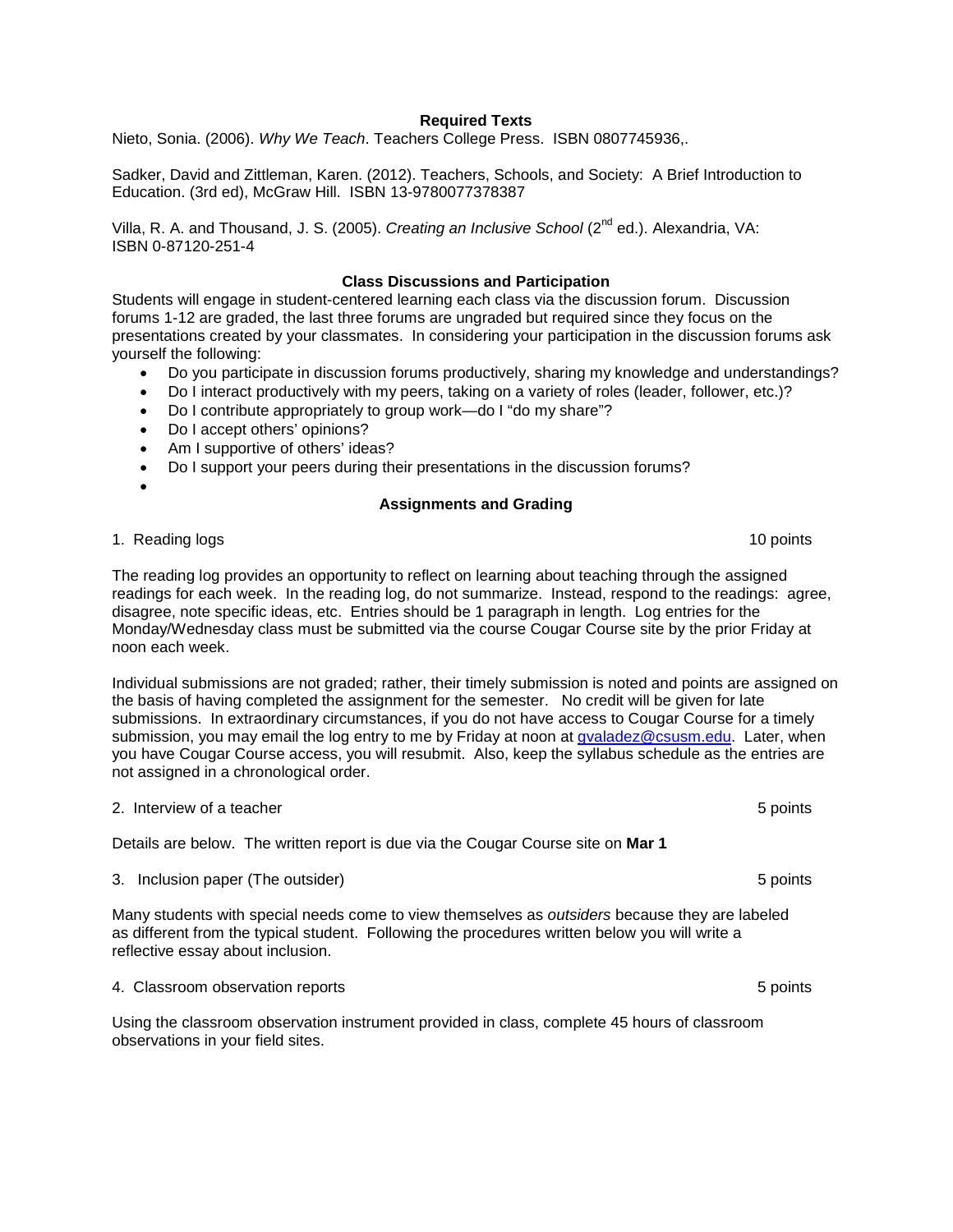## Required Texts

Nieto, Sonia. (2006). *Why We Teach*. Teachers College Press. ISBN 0807745936,.

Sadker, David and Zittleman, Karen. (2012). Teachers, Schools, and Society: A Brief Introduction to Education. (3rd ed), McGraw Hill. ISBN 13-9780077378387

Villa, R. A. and Thousand, J. S. (2005). *Creating an Inclusive School* (2nd ed.). Alexandria, VA: ISBN 0-87120-251-4

## Class Discussions and Participation

Students will engage in student-centered learning each class via the discussion forum. Discussion forums 1-12 are graded, the last three forums are ungraded but required since they focus on the presentations created by your classmates. In considering your participation in the discussion forums ask yourself the following:

- Do you participate in discussion forums productively, sharing my knowledge and understandings?
- Do I interact productively with my peers, taking on a variety of roles (leader, follower, etc.)?
- Do I contribute appropriately to group work—do I "do my share"?
- Do I accept others' opinions?
- Am I supportive of others' ideas?
- Do I support your peers during their presentations in the discussion forums?

## Assignments and Grading

1. Reading logs — 10 points

The reading log provides an opportunity to reflect on learning about teaching through the assigned readings for each week. In the reading log, do not summarize. Instead, respond to the readings: agree, disagree, note specific ideas, etc. Entries should be 1 paragraph in length. Log entries for the Monday/Wednesday class must be submitted via the course Cougar Course site by the prior Friday at noon each week.

Individual submissions are not graded; rather, their timely submission is noted and points are assigned on the basis of having completed the assignment for the semester. No credit will be given for late submissions. In extraordinary circumstances, if you do not have access to Cougar Course for a timely submission, you may email the log entry to me by Friday at noon at gvaladez@csusm.edu. Later, when you have Cougar Course access, you will resubmit. Also, keep the syllabus schedule as the entries are not assigned in a chronological order.

2. Interview of a teacher — 5 points

Details are below. The written report is due via the Cougar Course site on **Mar 1**

3. Inclusion paper (The outsider) — 5 points

Many students with special needs come to view themselves as *outsiders* because they are labeled as different from the typical student. Following the procedures written below you will write a reflective essay about inclusion.

4. Classroom observation reports — 5 points

Using the classroom observation instrument provided in class, complete 45 hours of classroom observations in your field sites.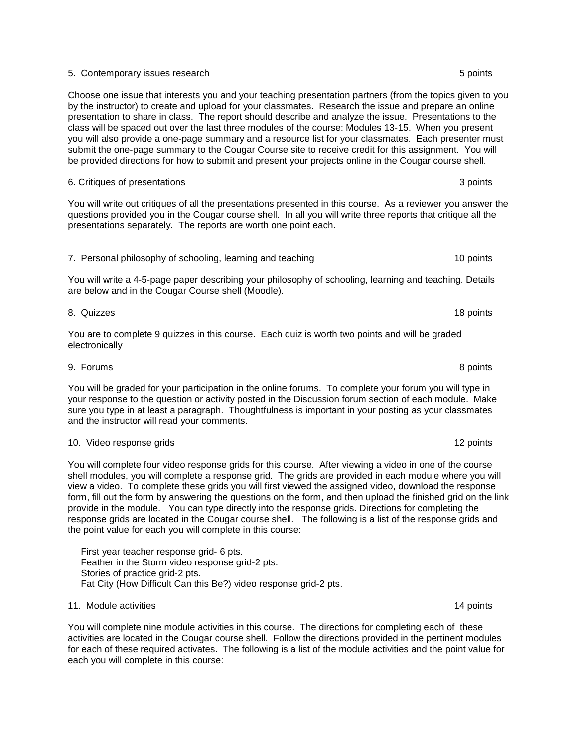5. Contemporary issues research 5 points

Choose one issue that interests you and your teaching presentation partners (from the topics given to you by the instructor) to create and upload for your classmates. Research the issue and prepare an online presentation to share in class. The report should describe and analyze the issue. Presentations to the class will be spaced out over the last three modules of the course: Modules 13-15. When you present you will also provide a one-page summary and a resource list for your classmates. Each presenter must submit the one-page summary to the Cougar Course site to receive credit for this assignment. You will be provided directions for how to submit and present your projects online in the Cougar course shell.

6. Critiques of presentations 3 points

You will write out critiques of all the presentations presented in this course. As a reviewer you answer the questions provided you in the Cougar course shell. In all you will write three reports that critique all the presentations separately. The reports are worth one point each.

7. Personal philosophy of schooling, learning and teaching 10 points

You will write a 4-5-page paper describing your philosophy of schooling, learning and teaching. Details are below and in the Cougar Course shell (Moodle).

8. Quizzes 18 points

You are to complete 9 quizzes in this course. Each quiz is worth two points and will be graded electronically

9. Forums 8 points

You will be graded for your participation in the online forums. To complete your forum you will type in your response to the question or activity posted in the Discussion forum section of each module. Make sure you type in at least a paragraph. Thoughtfulness is important in your posting as your classmates and the instructor will read your comments.

10. Video response grids 12 points

You will complete four video response grids for this course. After viewing a video in one of the course shell modules, you will complete a response grid. The grids are provided in each module where you will view a video. To complete these grids you will first viewed the assigned video, download the response form, fill out the form by answering the questions on the form, and then upload the finished grid on the link provide in the module. You can type directly into the response grids. Directions for completing the response grids are located in the Cougar course shell. The following is a list of the response grids and the point value for each you will complete in this course:

First year teacher response grid- 6 pts.
Feather in the Storm video response grid-2 pts.
Stories of practice grid-2 pts.
Fat City (How Difficult Can this Be?) video response grid-2 pts.

11. Module activities 14 points

You will complete nine module activities in this course. The directions for completing each of these activities are located in the Cougar course shell. Follow the directions provided in the pertinent modules for each of these required activates. The following is a list of the module activities and the point value for each you will complete in this course: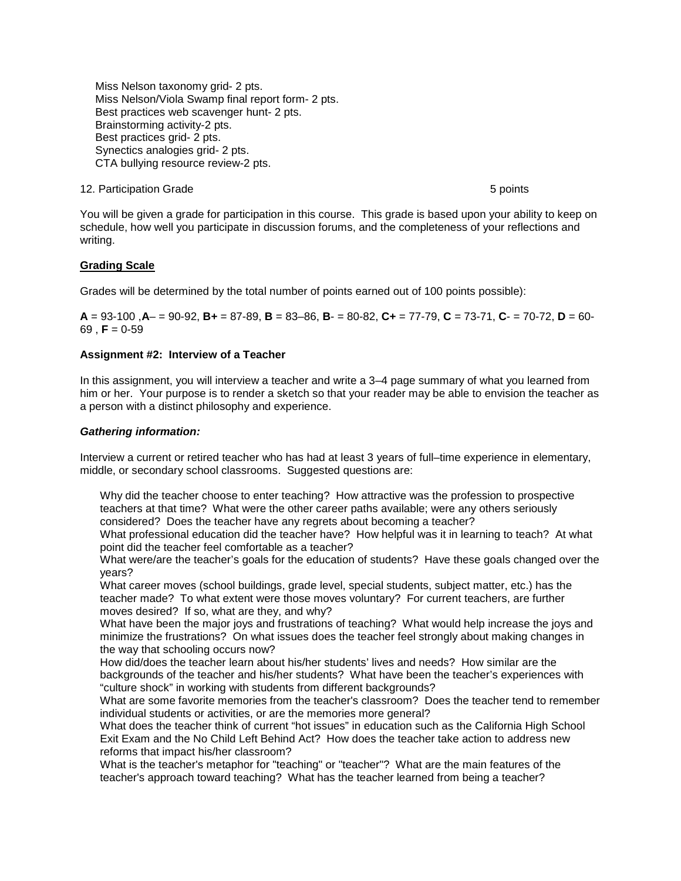Miss Nelson taxonomy grid- 2 pts.
Miss Nelson/Viola Swamp final report form- 2 pts.
Best practices web scavenger hunt- 2 pts.
Brainstorming activity-2 pts.
Best practices grid- 2 pts.
Synectics analogies grid- 2 pts.
CTA bullying resource review-2 pts.

12. Participation Grade 5 points

You will be given a grade for participation in this course. This grade is based upon your ability to keep on schedule, how well you participate in discussion forums, and the completeness of your reflections and writing.

**Grading Scale**

Grades will be determined by the total number of points earned out of 100 points possible):

**A** = 93-100 ,**A**– = 90-92, **B+** = 87-89, **B** = 83–86, **B**- = 80-82, **C+** = 77-79, **C** = 73-71, **C**- = 70-72, **D** = 60-69 , **F** = 0-59

**Assignment #2: Interview of a Teacher**

In this assignment, you will interview a teacher and write a 3–4 page summary of what you learned from him or her. Your purpose is to render a sketch so that your reader may be able to envision the teacher as a person with a distinct philosophy and experience.

***Gathering information:***

Interview a current or retired teacher who has had at least 3 years of full–time experience in elementary, middle, or secondary school classrooms. Suggested questions are:

Why did the teacher choose to enter teaching? How attractive was the profession to prospective teachers at that time? What were the other career paths available; were any others seriously considered? Does the teacher have any regrets about becoming a teacher?
What professional education did the teacher have? How helpful was it in learning to teach? At what point did the teacher feel comfortable as a teacher?
What were/are the teacher's goals for the education of students? Have these goals changed over the years?
What career moves (school buildings, grade level, special students, subject matter, etc.) has the teacher made? To what extent were those moves voluntary? For current teachers, are further moves desired? If so, what are they, and why?
What have been the major joys and frustrations of teaching? What would help increase the joys and minimize the frustrations? On what issues does the teacher feel strongly about making changes in the way that schooling occurs now?
How did/does the teacher learn about his/her students' lives and needs? How similar are the backgrounds of the teacher and his/her students? What have been the teacher's experiences with "culture shock" in working with students from different backgrounds?
What are some favorite memories from the teacher's classroom? Does the teacher tend to remember individual students or activities, or are the memories more general?
What does the teacher think of current "hot issues" in education such as the California High School Exit Exam and the No Child Left Behind Act? How does the teacher take action to address new reforms that impact his/her classroom?
What is the teacher's metaphor for "teaching" or "teacher"? What are the main features of the teacher's approach toward teaching? What has the teacher learned from being a teacher?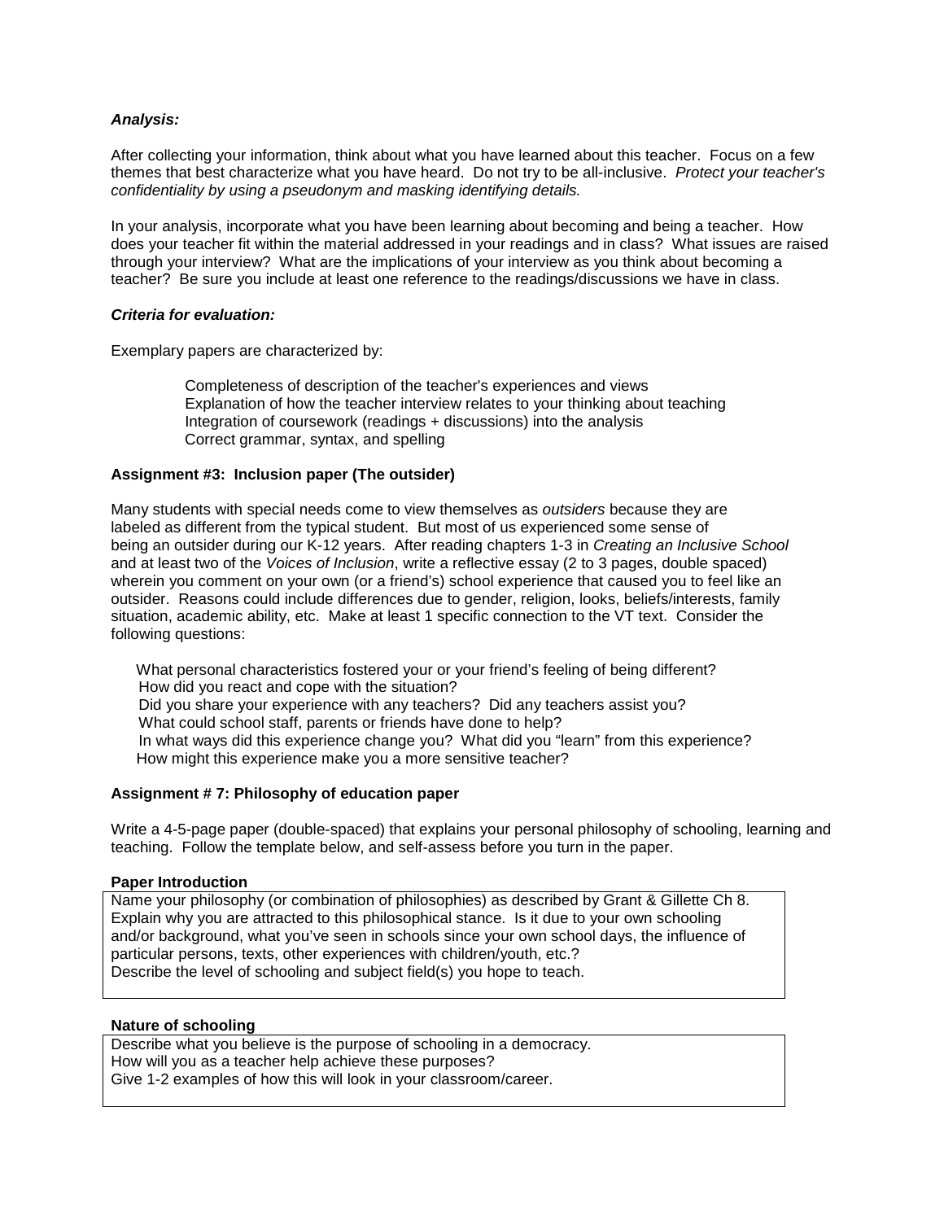***Analysis:***

After collecting your information, think about what you have learned about this teacher. Focus on a few themes that best characterize what you have heard. Do not try to be all-inclusive. *Protect your teacher's confidentiality by using a pseudonym and masking identifying details.*

In your analysis, incorporate what you have been learning about becoming and being a teacher. How does your teacher fit within the material addressed in your readings and in class? What issues are raised through your interview? What are the implications of your interview as you think about becoming a teacher? Be sure you include at least one reference to the readings/discussions we have in class.

***Criteria for evaluation:***

Exemplary papers are characterized by:

- Completeness of description of the teacher's experiences and views
- Explanation of how the teacher interview relates to your thinking about teaching
- Integration of coursework (readings + discussions) into the analysis
- Correct grammar, syntax, and spelling

**Assignment #3: Inclusion paper (The outsider)**

Many students with special needs come to view themselves as *outsiders* because they are labeled as different from the typical student. But most of us experienced some sense of being an outsider during our K-12 years. After reading chapters 1-3 in *Creating an Inclusive School* and at least two of the *Voices of Inclusion*, write a reflective essay (2 to 3 pages, double spaced) wherein you comment on your own (or a friend's) school experience that caused you to feel like an outsider. Reasons could include differences due to gender, religion, looks, beliefs/interests, family situation, academic ability, etc. Make at least 1 specific connection to the VT text. Consider the following questions:

- What personal characteristics fostered your or your friend's feeling of being different?
- How did you react and cope with the situation?
- Did you share your experience with any teachers? Did any teachers assist you?
- What could school staff, parents or friends have done to help?
- In what ways did this experience change you? What did you "learn" from this experience?
- How might this experience make you a more sensitive teacher?

**Assignment # 7: Philosophy of education paper**

Write a 4-5-page paper (double-spaced) that explains your personal philosophy of schooling, learning and teaching. Follow the template below, and self-assess before you turn in the paper.

**Paper Introduction**

| Name your philosophy (or combination of philosophies) as described by Grant & Gillette Ch 8.<br>Explain why you are attracted to this philosophical stance. Is it due to your own schooling and/or background, what you've seen in schools since your own school days, the influence of particular persons, texts, other experiences with children/youth, etc.?<br>Describe the level of schooling and subject field(s) you hope to teach. |
|---|

**Nature of schooling**

| Describe what you believe is the purpose of schooling in a democracy.<br>How will you as a teacher help achieve these purposes?<br>Give 1-2 examples of how this will look in your classroom/career. |
|---|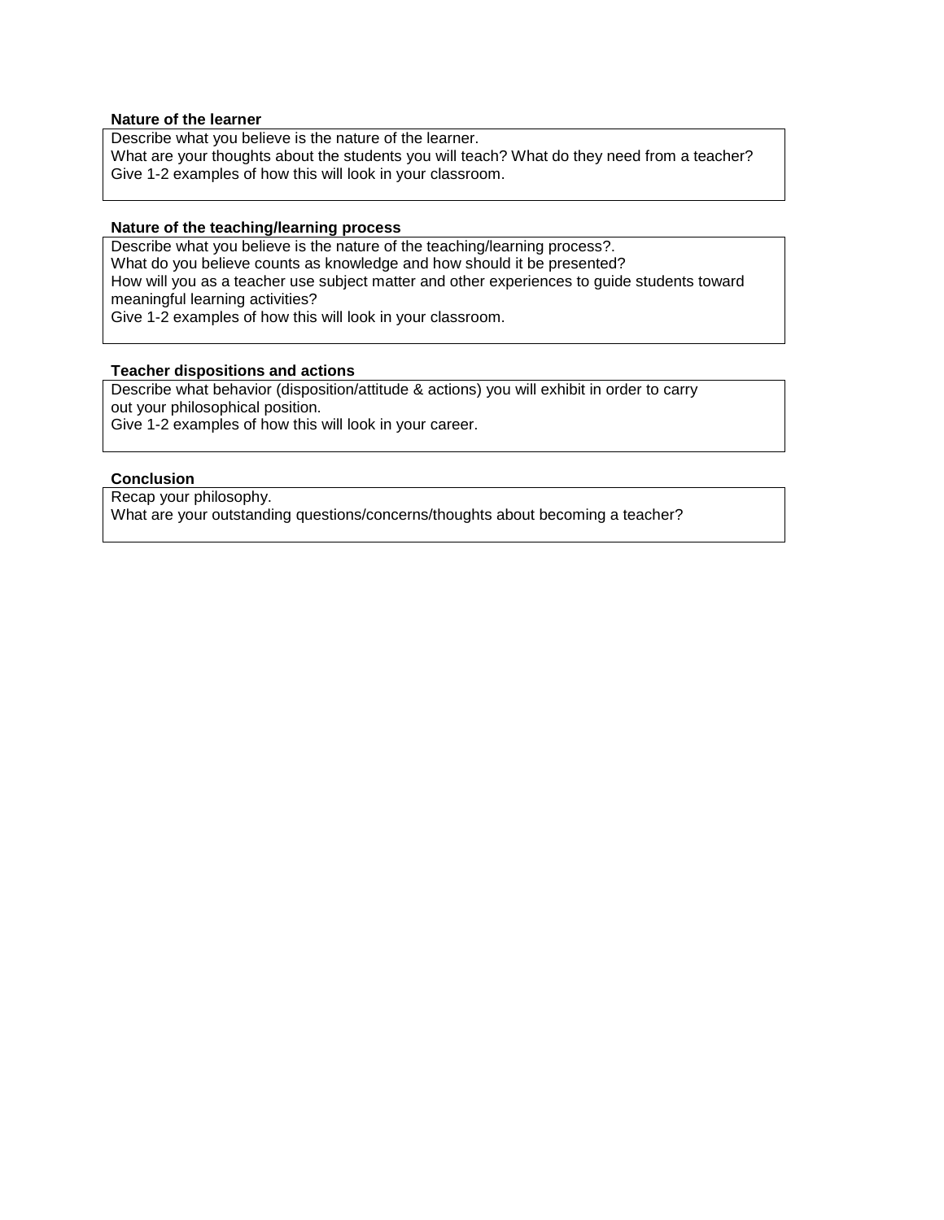**Nature of the learner**

Describe what you believe is the nature of the learner.
What are your thoughts about the students you will teach? What do they need from a teacher?
Give 1-2 examples of how this will look in your classroom.

**Nature of the teaching/learning process**

Describe what you believe is the nature of the teaching/learning process?.
What do you believe counts as knowledge and how should it be presented?
How will you as a teacher use subject matter and other experiences to guide students toward meaningful learning activities?
Give 1-2 examples of how this will look in your classroom.

**Teacher dispositions and actions**

Describe what behavior (disposition/attitude & actions) you will exhibit in order to carry out your philosophical position.
Give 1-2 examples of how this will look in your career.

**Conclusion**

Recap your philosophy.
What are your outstanding questions/concerns/thoughts about becoming a teacher?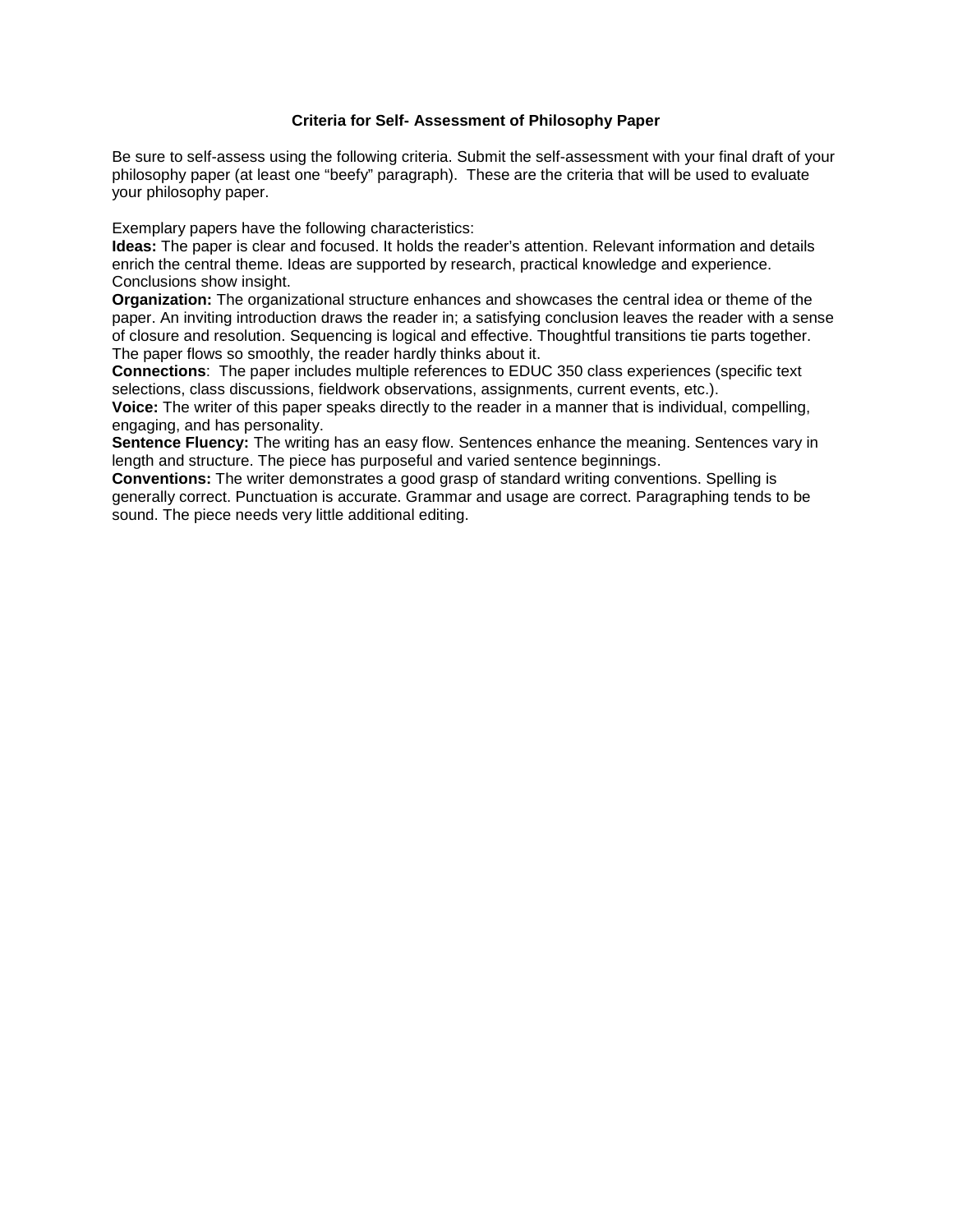# Criteria for Self- Assessment of Philosophy Paper

Be sure to self-assess using the following criteria. Submit the self-assessment with your final draft of your philosophy paper (at least one "beefy" paragraph). These are the criteria that will be used to evaluate your philosophy paper.

Exemplary papers have the following characteristics:

**Ideas:** The paper is clear and focused. It holds the reader's attention. Relevant information and details enrich the central theme. Ideas are supported by research, practical knowledge and experience. Conclusions show insight.

**Organization:** The organizational structure enhances and showcases the central idea or theme of the paper. An inviting introduction draws the reader in; a satisfying conclusion leaves the reader with a sense of closure and resolution. Sequencing is logical and effective. Thoughtful transitions tie parts together. The paper flows so smoothly, the reader hardly thinks about it.

**Connections**: The paper includes multiple references to EDUC 350 class experiences (specific text selections, class discussions, fieldwork observations, assignments, current events, etc.).

**Voice:** The writer of this paper speaks directly to the reader in a manner that is individual, compelling, engaging, and has personality.

**Sentence Fluency:** The writing has an easy flow. Sentences enhance the meaning. Sentences vary in length and structure. The piece has purposeful and varied sentence beginnings.

**Conventions:** The writer demonstrates a good grasp of standard writing conventions. Spelling is generally correct. Punctuation is accurate. Grammar and usage are correct. Paragraphing tends to be sound. The piece needs very little additional editing.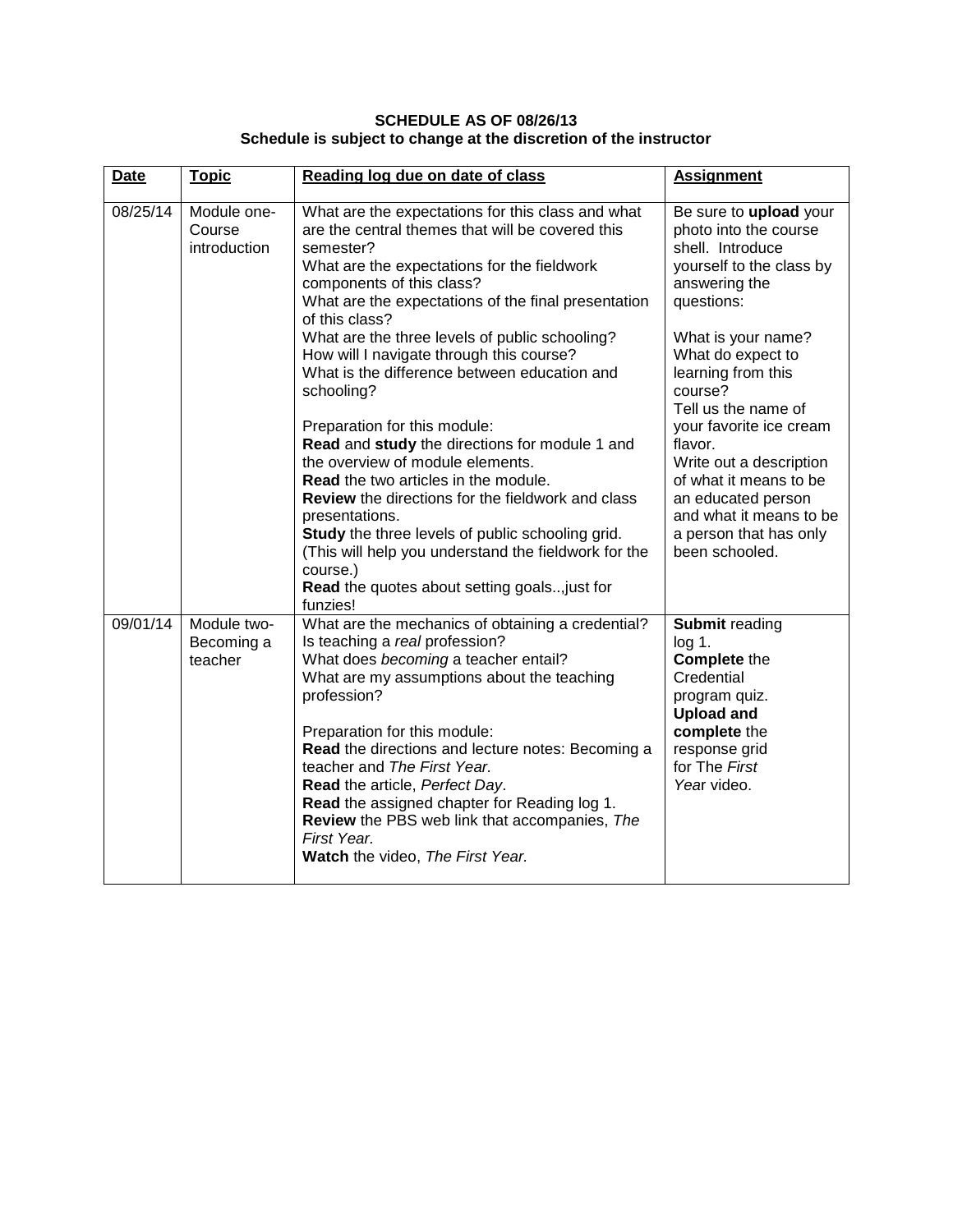**SCHEDULE AS OF 08/26/13**
**Schedule is subject to change at the discretion of the instructor**

| Date | Topic | Reading log due on date of class | Assignment |
|---|---|---|---|
| 08/25/14 | Module one-Course introduction | What are the expectations for this class and what are the central themes that will be covered this semester?<br>What are the expectations for the fieldwork components of this class?<br>What are the expectations of the final presentation of this class?<br>What are the three levels of public schooling?<br>How will I navigate through this course?<br>What is the difference between education and schooling?<br><br>Preparation for this module:<br>**Read** and **study** the directions for module 1 and the overview of module elements.<br>**Read** the two articles in the module.<br>**Review** the directions for the fieldwork and class presentations.<br>**Study** the three levels of public schooling grid. (This will help you understand the fieldwork for the course.)<br>**Read** the quotes about setting goals..,just for funzies! | Be sure to **upload** your photo into the course shell. Introduce yourself to the class by answering the questions:<br><br>What is your name?<br>What do expect to learning from this course?<br>Tell us the name of your favorite ice cream flavor.<br>Write out a description of what it means to be an educated person and what it means to be a person that has only been schooled. |
| 09/01/14 | Module two-Becoming a teacher | What are the mechanics of obtaining a credential?<br>Is teaching a *real* profession?<br>What does *becoming* a teacher entail?<br>What are my assumptions about the teaching profession?<br><br>Preparation for this module:<br>**Read** the directions and lecture notes: Becoming a teacher and *The First Year.*<br>**Read** the article, *Perfect Day*.<br>**Read** the assigned chapter for Reading log 1.<br>**Review** the PBS web link that accompanies, *The First Year.*<br>**Watch** the video, *The First Year.* | **Submit** reading log 1.<br>**Complete** the Credential program quiz.<br>**Upload and complete** the response grid for The *First Yea*r video. |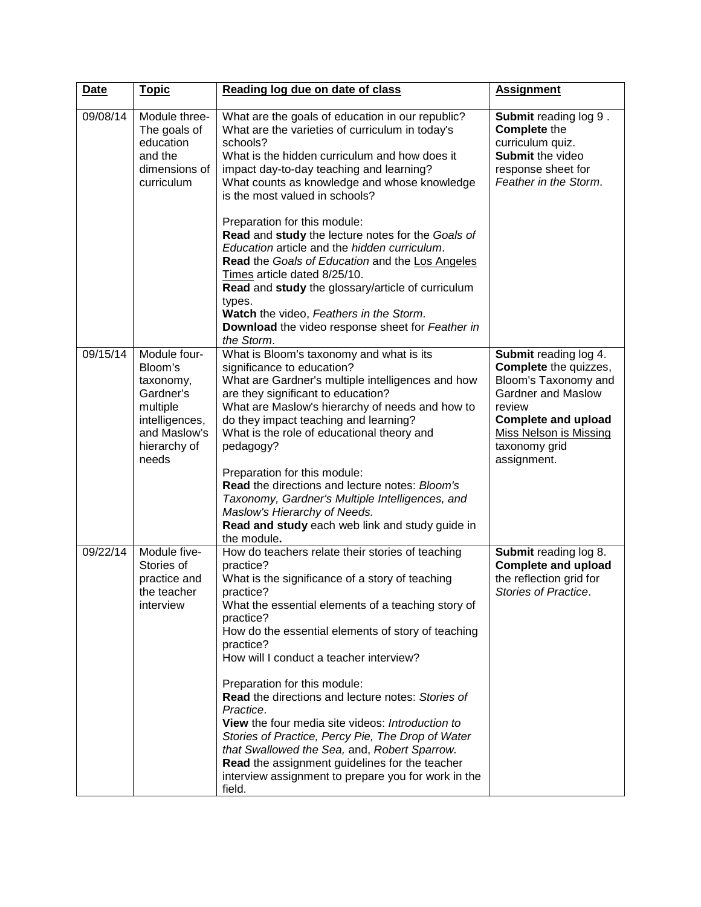| **Date** | **Topic** | **Reading log due on date of class** | **Assignment** |
|---|---|---|---|
| 09/08/14 | Module three- The goals of education and the dimensions of curriculum | What are the goals of education in our republic?<br>What are the varieties of curriculum in today's schools?<br>What is the hidden curriculum and how does it impact day-to-day teaching and learning?<br>What counts as knowledge and whose knowledge is the most valued in schools?<br><br>Preparation for this module:<br>**Read** and **study** the lecture notes for the *Goals of Education* article and the *hidden curriculum*.<br>**Read** the *Goals of Education* and the Los Angeles Times article dated 8/25/10.<br>**Read** and **study** the glossary/article of curriculum types.<br>**Watch** the video, *Feathers in the Storm*.<br>**Download** the video response sheet for *Feather in the Storm*. | **Submit** reading log 9 .<br>**Complete** the curriculum quiz.<br>**Submit** the video response sheet for *Feather in the Storm*. |
| 09/15/14 | Module four- Bloom's taxonomy, Gardner's multiple intelligences, and Maslow's hierarchy of needs | What is Bloom's taxonomy and what is its significance to education?<br>What are Gardner's multiple intelligences and how are they significant to education?<br>What are Maslow's hierarchy of needs and how to do they impact teaching and learning?<br>What is the role of educational theory and pedagogy?<br><br>Preparation for this module:<br>**Read** the directions and lecture notes: *Bloom's Taxonomy, Gardner's Multiple Intelligences, and Maslow's Hierarchy of Needs.*<br>**Read and study** each web link and study guide in the module**.** | **Submit** reading log 4.<br>**Complete** the quizzes, Bloom's Taxonomy and Gardner and Maslow review<br>**Complete and upload** Miss Nelson is Missing taxonomy grid assignment. |
| 09/22/14 | Module five- Stories of practice and the teacher interview | How do teachers relate their stories of teaching practice?<br>What is the significance of a story of teaching practice?<br>What the essential elements of a teaching story of practice?<br>How do the essential elements of story of teaching practice?<br>How will I conduct a teacher interview?<br><br>Preparation for this module:<br>**Read** the directions and lecture notes: *Stories of Practice*.<br>**View** the four media site videos: *Introduction to Stories of Practice, Percy Pie, The Drop of Water that Swallowed the Sea,* and, *Robert Sparrow.*<br>**Read** the assignment guidelines for the teacher interview assignment to prepare you for work in the field. | **Submit** reading log 8.<br>**Complete and upload** the reflection grid for *Stories of Practice*. |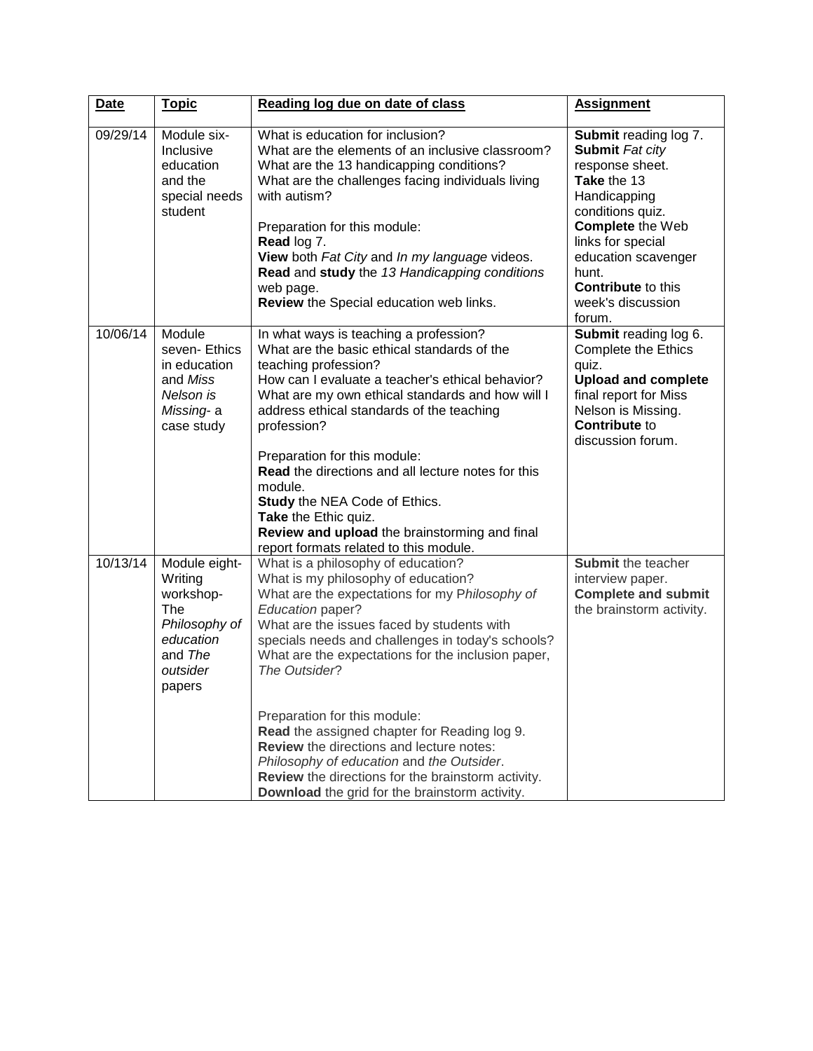| **Date** | **Topic** | **Reading log due on date of class** | **Assignment** |
|---|---|---|---|
| 09/29/14 | Module six- Inclusive education and the special needs student | What is education for inclusion?<br>What are the elements of an inclusive classroom?<br>What are the 13 handicapping conditions?<br>What are the challenges facing individuals living with autism?<br><br>Preparation for this module:<br>**Read** log 7.<br>**View** both *Fat City* and *In my language* videos.<br>**Read** and **study** the *13 Handicapping conditions* web page.<br>**Review** the Special education web links. | **Submit** reading log 7.<br>**Submit** *Fat city* response sheet.<br>**Take** the 13 Handicapping conditions quiz.<br>**Complete** the Web links for special education scavenger hunt.<br>**Contribute** to this week's discussion forum. |
| 10/06/14 | Module seven- Ethics in education and *Miss Nelson is Missing*- a case study | In what ways is teaching a profession?<br>What are the basic ethical standards of the teaching profession?<br>How can I evaluate a teacher's ethical behavior?<br>What are my own ethical standards and how will I address ethical standards of the teaching profession?<br><br>Preparation for this module:<br>**Read** the directions and all lecture notes for this module.<br>**Study** the NEA Code of Ethics.<br>**Take** the Ethic quiz.<br>**Review and upload** the brainstorming and final report formats related to this module. | **Submit** reading log 6.<br>Complete the Ethics quiz.<br>**Upload and complete** final report for Miss Nelson is Missing.<br>**Contribute** to discussion forum. |
| 10/13/14 | Module eight- Writing workshop- The *Philosophy of education* and *The outsider* papers | What is a philosophy of education?<br>What is my philosophy of education?<br>What are the expectations for my P*hilosophy of Education* paper?<br>What are the issues faced by students with specials needs and challenges in today's schools?<br>What are the expectations for the inclusion paper, *The Outsider*?<br><br>Preparation for this module:<br>**Read** the assigned chapter for Reading log 9.<br>**Review** the directions and lecture notes: *Philosophy of education* and *the Outsider*.<br>**Review** the directions for the brainstorm activity.<br>**Download** the grid for the brainstorm activity. | **Submit** the teacher interview paper.<br>**Complete and submit** the brainstorm activity. |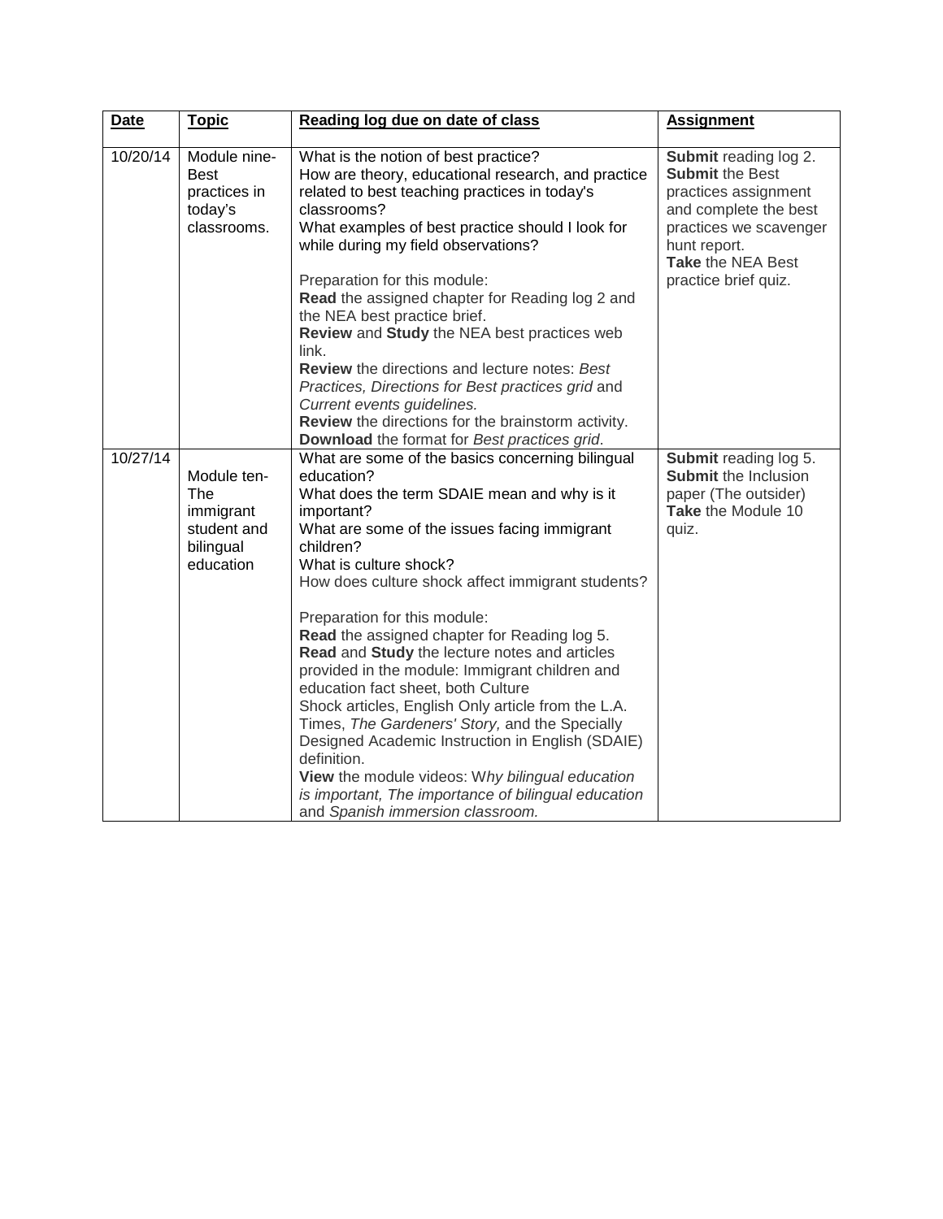| **Date** | **Topic** | **Reading log due on date of class** | **Assignment** |
|---|---|---|---|
| 10/20/14 | Module nine- Best practices in today's classrooms. | What is the notion of best practice?<br>How are theory, educational research, and practice related to best teaching practices in today's classrooms?<br>What examples of best practice should I look for while during my field observations?<br><br>Preparation for this module:<br>**Read** the assigned chapter for Reading log 2 and the NEA best practice brief.<br>**Review** and **Study** the NEA best practices web link.<br>**Review** the directions and lecture notes: *Best Practices, Directions for Best practices grid* and *Current events guidelines.*<br>**Review** the directions for the brainstorm activity.<br>**Download** the format for *Best practices grid*. | **Submit** reading log 2.<br>**Submit** the Best practices assignment and complete the best practices we scavenger hunt report.<br>**Take** the NEA Best practice brief quiz. |
| 10/27/14 | Module ten- The immigrant student and bilingual education | What are some of the basics concerning bilingual education?<br>What does the term SDAIE mean and why is it important?<br>What are some of the issues facing immigrant children?<br>What is culture shock?<br>How does culture shock affect immigrant students?<br><br>Preparation for this module:<br>**Read** the assigned chapter for Reading log 5.<br>**Read** and **Study** the lecture notes and articles provided in the module: Immigrant children and education fact sheet, both Culture Shock articles, English Only article from the L.A. Times, *The Gardeners' Story,* and the Specially Designed Academic Instruction in English (SDAIE) definition.<br>**View** the module videos: W*hy bilingual education is important, The importance of bilingual education* and *Spanish immersion classroom.* | **Submit** reading log 5.<br>**Submit** the Inclusion paper (The outsider)<br>**Take** the Module 10 quiz. |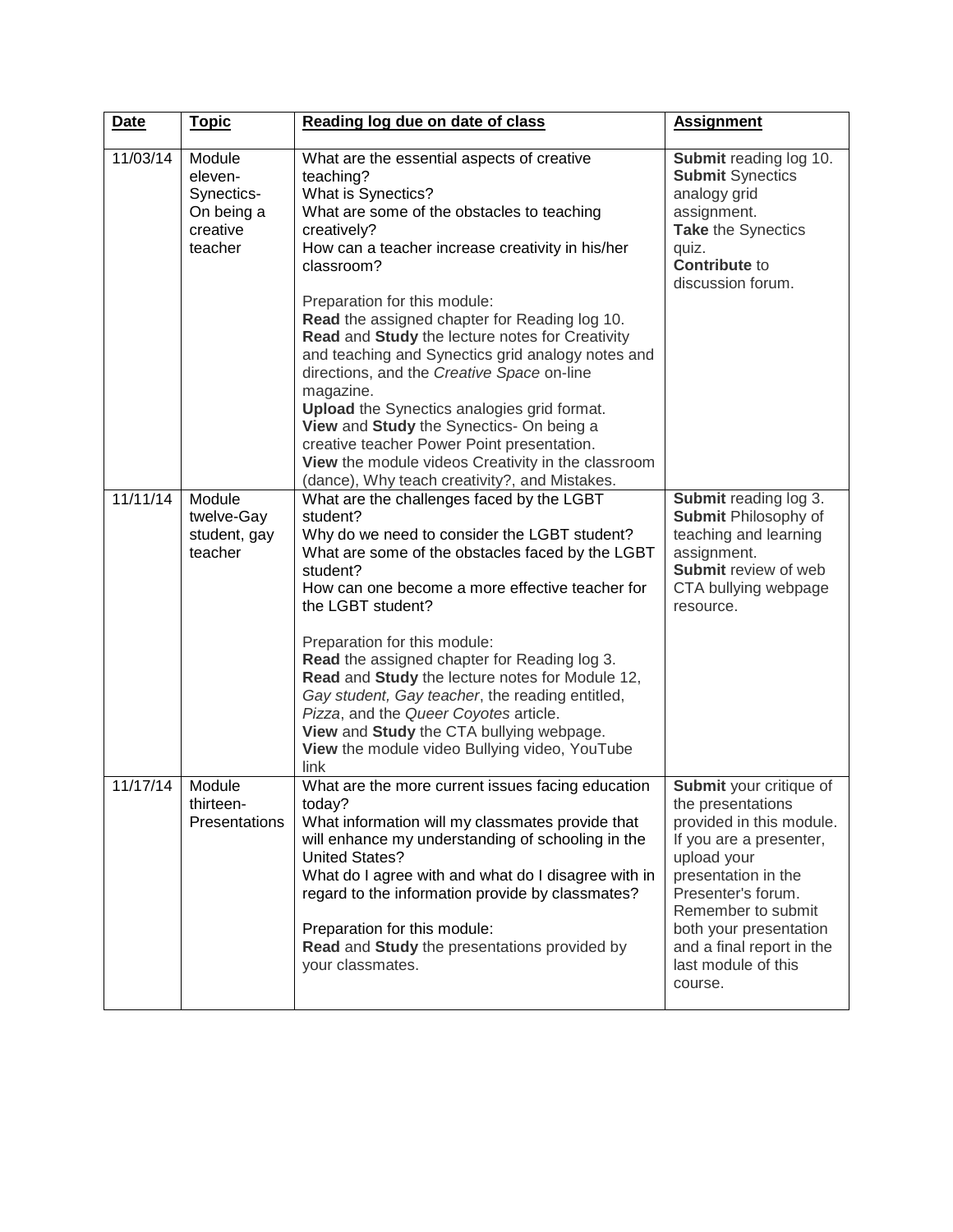| **Date** | **Topic** | **Reading log due on date of class** | **Assignment** |
|---|---|---|---|
| 11/03/14 | Module eleven- Synectics- On being a creative teacher | What are the essential aspects of creative teaching?<br>What is Synectics?<br>What are some of the obstacles to teaching creatively?<br>How can a teacher increase creativity in his/her classroom?<br><br>Preparation for this module:<br>**Read** the assigned chapter for Reading log 10.<br>**Read** and **Study** the lecture notes for Creativity and teaching and Synectics grid analogy notes and directions, and the *Creative Space* on-line magazine.<br>**Upload** the Synectics analogies grid format.<br>**View** and **Study** the Synectics- On being a creative teacher Power Point presentation.<br>**View** the module videos Creativity in the classroom (dance), Why teach creativity?, and Mistakes. | **Submit** reading log 10.<br>**Submit** Synectics analogy grid assignment.<br>**Take** the Synectics quiz.<br>**Contribute** to discussion forum. |
| 11/11/14 | Module twelve-Gay student, gay teacher | What are the challenges faced by the LGBT student?<br>Why do we need to consider the LGBT student?<br>What are some of the obstacles faced by the LGBT student?<br>How can one become a more effective teacher for the LGBT student?<br><br>Preparation for this module:<br>**Read** the assigned chapter for Reading log 3.<br>**Read** and **Study** the lecture notes for Module 12, *Gay student, Gay teacher*, the reading entitled, *Pizza*, and the *Queer Coyotes* article.<br>**View** and **Study** the CTA bullying webpage.<br>**View** the module video Bullying video, YouTube link | **Submit** reading log 3.<br>**Submit** Philosophy of teaching and learning assignment.<br>**Submit** review of web CTA bullying webpage resource. |
| 11/17/14 | Module thirteen- Presentations | What are the more current issues facing education today?<br>What information will my classmates provide that will enhance my understanding of schooling in the United States?<br>What do I agree with and what do I disagree with in regard to the information provide by classmates?<br><br>Preparation for this module:<br>**Read** and **Study** the presentations provided by your classmates. | **Submit** your critique of the presentations provided in this module. If you are a presenter, upload your presentation in the Presenter's forum. Remember to submit both your presentation and a final report in the last module of this course. |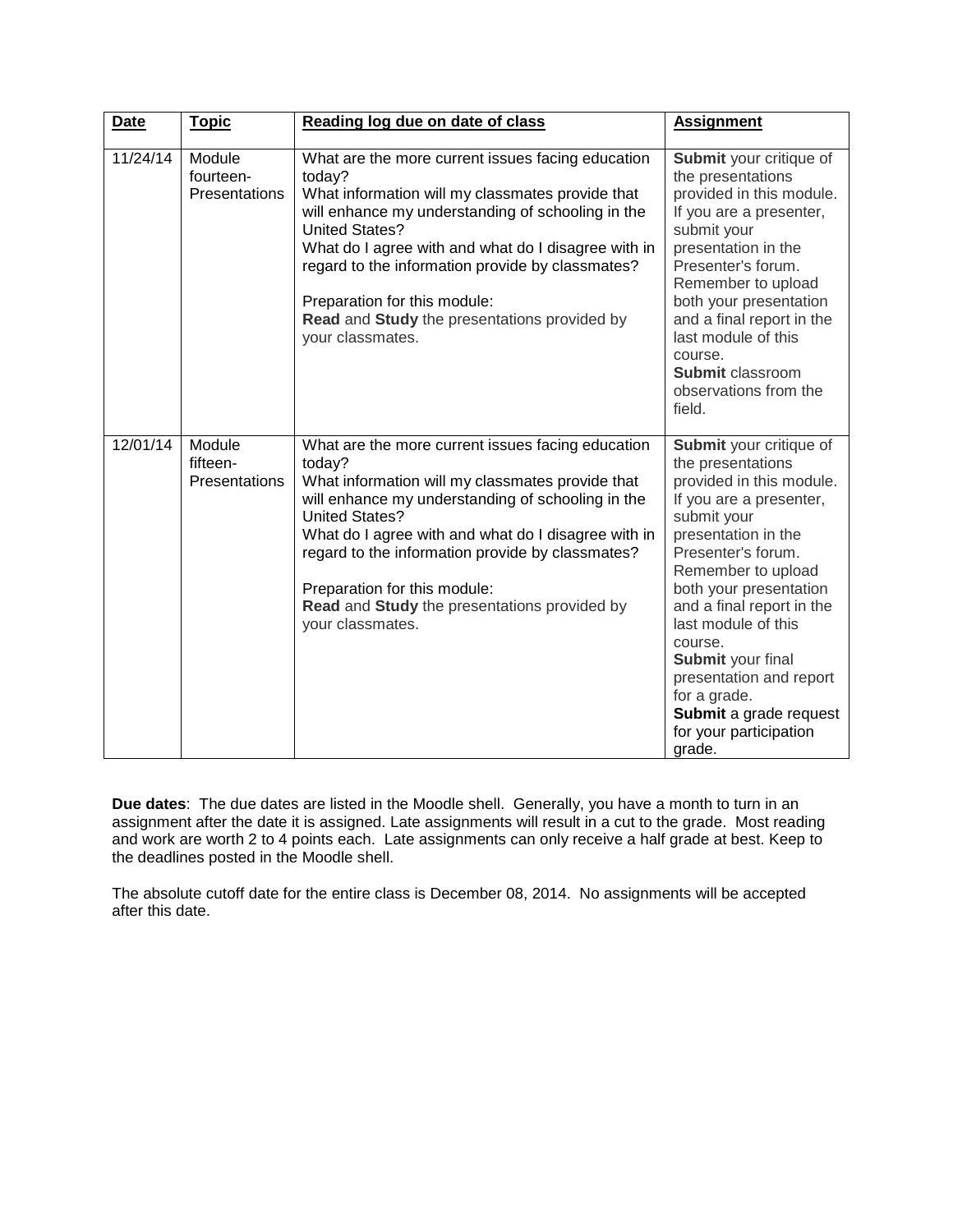| Date | Topic | Reading log due on date of class | Assignment |
|---|---|---|---|
| 11/24/14 | Module fourteen- Presentations | What are the more current issues facing education today?<br>What information will my classmates provide that will enhance my understanding of schooling in the United States?<br>What do I agree with and what do I disagree with in regard to the information provide by classmates?<br><br>Preparation for this module:<br>**Read** and **Study** the presentations provided by your classmates. | **Submit** your critique of the presentations provided in this module. If you are a presenter, submit your presentation in the Presenter's forum. Remember to upload both your presentation and a final report in the last module of this course.<br>**Submit** classroom observations from the field. |
| 12/01/14 | Module fifteen- Presentations | What are the more current issues facing education today?<br>What information will my classmates provide that will enhance my understanding of schooling in the United States?<br>What do I agree with and what do I disagree with in regard to the information provide by classmates?<br><br>Preparation for this module:<br>**Read** and **Study** the presentations provided by your classmates. | **Submit** your critique of the presentations provided in this module. If you are a presenter, submit your presentation in the Presenter's forum. Remember to upload both your presentation and a final report in the last module of this course.<br>**Submit** your final presentation and report for a grade.<br>**Submit** a grade request for your participation grade. |

**Due dates**: The due dates are listed in the Moodle shell. Generally, you have a month to turn in an assignment after the date it is assigned. Late assignments will result in a cut to the grade. Most reading and work are worth 2 to 4 points each. Late assignments can only receive a half grade at best. Keep to the deadlines posted in the Moodle shell.

The absolute cutoff date for the entire class is December 08, 2014. No assignments will be accepted after this date.